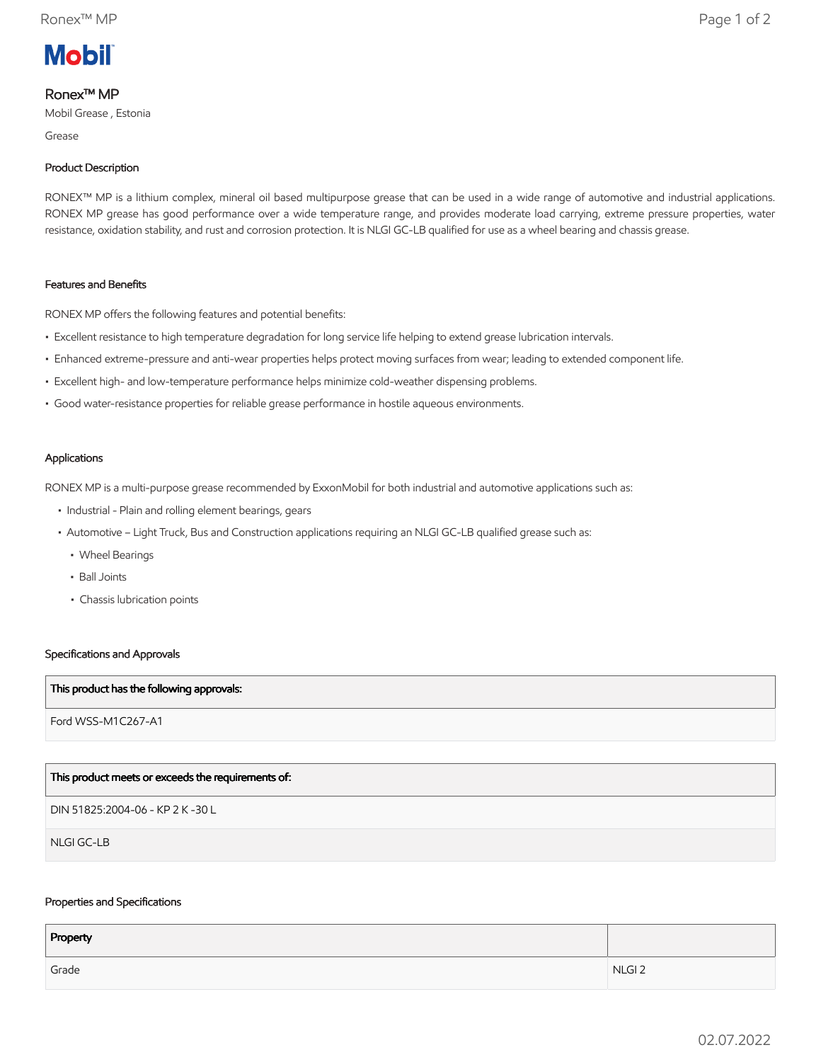Mobil

# Ronex™ MP

Mobil Grease , Estonia

Grease

## Product Description

RONEX™ MP is a lithium complex, mineral oil based multipurpose grease that can be used in a wide range of automotive and industrial applications. RONEX MP grease has good performance over a wide temperature range, and provides moderate load carrying, extreme pressure properties, water resistance, oxidation stability, and rust and corrosion protection. It is NLGI GC-LB qualified for use as a wheel bearing and chassis grease.

## Features and Benefits

RONEX MP offers the following features and potential benefits:

- Excellent resistance to high temperature degradation for long service life helping to extend grease lubrication intervals.
- Enhanced extreme-pressure and anti-wear properties helps protect moving surfaces from wear; leading to extended component life.
- Excellent high- and low-temperature performance helps minimize cold-weather dispensing problems.
- Good water-resistance properties for reliable grease performance in hostile aqueous environments.

## Applications

RONEX MP is a multi-purpose grease recommended by ExxonMobil for both industrial and automotive applications such as:

- Industrial - Plain and rolling element bearings, gears
- Automotive – Light Truck, Bus and Construction applications requiring an NLGI GC-LB qualified grease such as:
  - Wheel Bearings
  - Ball Joints
  - Chassis lubrication points

## Specifications and Approvals

| This product has the following approvals: |
|---|
| Ford WSS-M1C267-A1 |

| This product meets or exceeds the requirements of: |
|---|
| DIN 51825:2004-06 - KP 2 K -30 L |
| NLGI GC-LB |

## Properties and Specifications

| Property | |
|---|---|
| Grade | NLGI 2 |

02.07.2022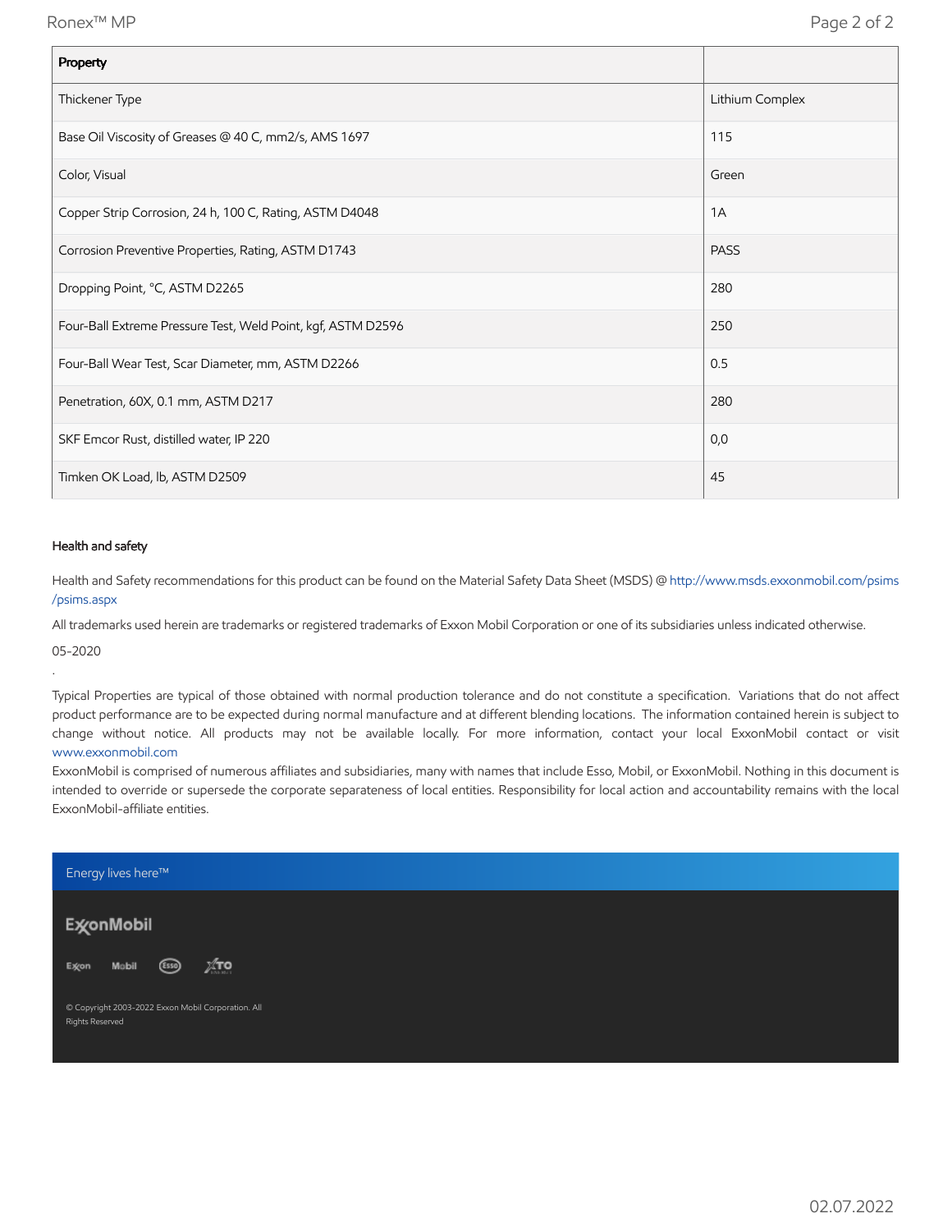| Property | |
|---|---|
| Thickener Type | Lithium Complex |
| Base Oil Viscosity of Greases @ 40 C, mm2/s, AMS 1697 | 115 |
| Color, Visual | Green |
| Copper Strip Corrosion, 24 h, 100 C, Rating, ASTM D4048 | 1A |
| Corrosion Preventive Properties, Rating, ASTM D1743 | PASS |
| Dropping Point, °C, ASTM D2265 | 280 |
| Four-Ball Extreme Pressure Test, Weld Point, kgf, ASTM D2596 | 250 |
| Four-Ball Wear Test, Scar Diameter, mm, ASTM D2266 | 0.5 |
| Penetration, 60X, 0.1 mm, ASTM D217 | 280 |
| SKF Emcor Rust, distilled water, IP 220 | 0,0 |
| Timken OK Load, lb, ASTM D2509 | 45 |

### Health and safety

Health and Safety recommendations for this product can be found on the Material Safety Data Sheet (MSDS) @ http://www.msds.exxonmobil.com/psims/psims.aspx

All trademarks used herein are trademarks or registered trademarks of Exxon Mobil Corporation or one of its subsidiaries unless indicated otherwise.

05-2020

.

Typical Properties are typical of those obtained with normal production tolerance and do not constitute a specification. Variations that do not affect product performance are to be expected during normal manufacture and at different blending locations. The information contained herein is subject to change without notice. All products may not be available locally. For more information, contact your local ExxonMobil contact or visit www.exxonmobil.com

ExxonMobil is comprised of numerous affiliates and subsidiaries, many with names that include Esso, Mobil, or ExxonMobil. Nothing in this document is intended to override or supersede the corporate separateness of local entities. Responsibility for local action and accountability remains with the local ExxonMobil-affiliate entities.

Energy lives here™

ExxonMobil

Exxon Mobil Esso XTO

© Copyright 2003-2022 Exxon Mobil Corporation. All Rights Reserved

02.07.2022